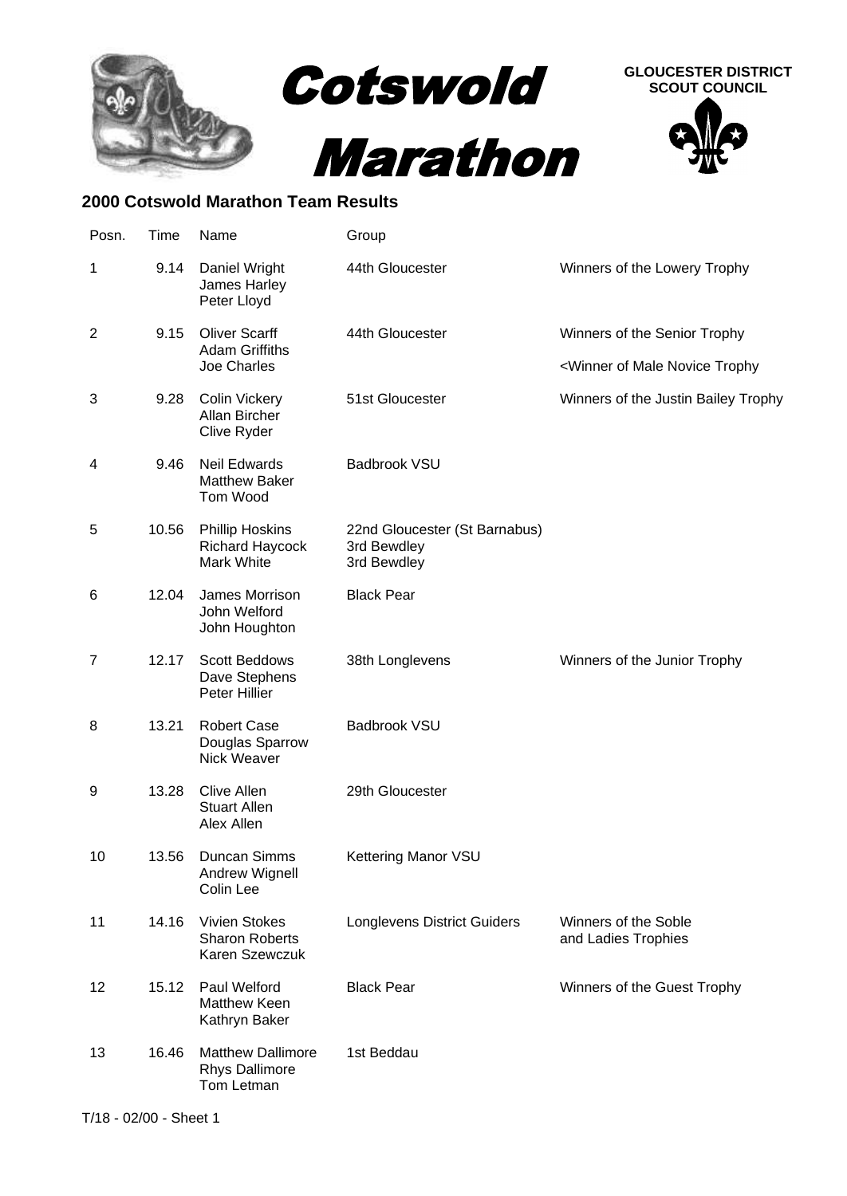# Cotswold Marathon

**GLOUCESTER DISTRICT SCOUT COUNCIL**

## 2000 Cotswold Marathon Team Results

| Posn. | Time | Name | Group | |
|---|---|---|---|---|
| 1 | 9.14 | Daniel Wright<br>James Harley<br>Peter Lloyd | 44th Gloucester | Winners of the Lowery Trophy |
| 2 | 9.15 | Oliver Scarff<br>Adam Griffiths<br>Joe Charles | 44th Gloucester | Winners of the Senior Trophy<br><Winner of Male Novice Trophy |
| 3 | 9.28 | Colin Vickery<br>Allan Bircher<br>Clive Ryder | 51st Gloucester | Winners of the Justin Bailey Trophy |
| 4 | 9.46 | Neil Edwards<br>Matthew Baker<br>Tom Wood | Badbrook VSU | |
| 5 | 10.56 | Phillip Hoskins<br>Richard Haycock<br>Mark White | 22nd Gloucester (St Barnabus)<br>3rd Bewdley<br>3rd Bewdley | |
| 6 | 12.04 | James Morrison<br>John Welford<br>John Houghton | Black Pear | |
| 7 | 12.17 | Scott Beddows<br>Dave Stephens<br>Peter Hillier | 38th Longlevens | Winners of the Junior Trophy |
| 8 | 13.21 | Robert Case<br>Douglas Sparrow<br>Nick Weaver | Badbrook VSU | |
| 9 | 13.28 | Clive Allen<br>Stuart Allen<br>Alex Allen | 29th Gloucester | |
| 10 | 13.56 | Duncan Simms<br>Andrew Wignell<br>Colin Lee | Kettering Manor VSU | |
| 11 | 14.16 | Vivien Stokes<br>Sharon Roberts<br>Karen Szewczuk | Longlevens District Guiders | Winners of the Soble and Ladies Trophies |
| 12 | 15.12 | Paul Welford<br>Matthew Keen<br>Kathryn Baker | Black Pear | Winners of the Guest Trophy |
| 13 | 16.46 | Matthew Dallimore<br>Rhys Dallimore<br>Tom Letman | 1st Beddau | |

T/18 - 02/00 - Sheet 1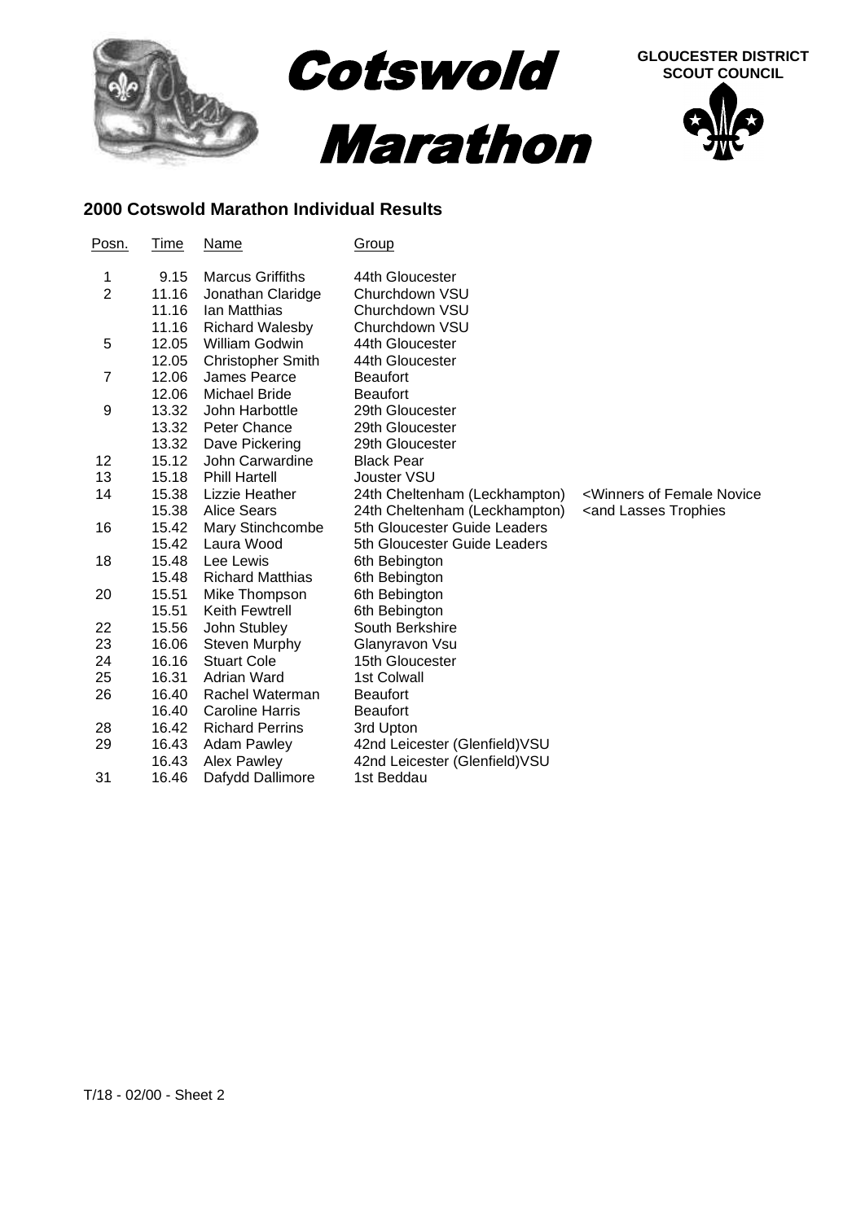Cotswold Marathon

GLOUCESTER DISTRICT SCOUT COUNCIL

## 2000 Cotswold Marathon Individual Results

| Posn. | Time | Name | Group | |
|---|---|---|---|---|
| 1 | 9.15 | Marcus Griffiths | 44th Gloucester | |
| 2 | 11.16 | Jonathan Claridge | Churchdown VSU | |
| | 11.16 | Ian Matthias | Churchdown VSU | |
| | 11.16 | Richard Walesby | Churchdown VSU | |
| 5 | 12.05 | William Godwin | 44th Gloucester | |
| | 12.05 | Christopher Smith | 44th Gloucester | |
| 7 | 12.06 | James Pearce | Beaufort | |
| | 12.06 | Michael Bride | Beaufort | |
| 9 | 13.32 | John Harbottle | 29th Gloucester | |
| | 13.32 | Peter Chance | 29th Gloucester | |
| | 13.32 | Dave Pickering | 29th Gloucester | |
| 12 | 15.12 | John Carwardine | Black Pear | |
| 13 | 15.18 | Phill Hartell | Jouster VSU | |
| 14 | 15.38 | Lizzie Heather | 24th Cheltenham (Leckhampton) | <Winners of Female Novice |
| | 15.38 | Alice Sears | 24th Cheltenham (Leckhampton) | <and Lasses Trophies |
| 16 | 15.42 | Mary Stinchcombe | 5th Gloucester Guide Leaders | |
| | 15.42 | Laura Wood | 5th Gloucester Guide Leaders | |
| 18 | 15.48 | Lee Lewis | 6th Bebington | |
| | 15.48 | Richard Matthias | 6th Bebington | |
| 20 | 15.51 | Mike Thompson | 6th Bebington | |
| | 15.51 | Keith Fewtrell | 6th Bebington | |
| 22 | 15.56 | John Stubley | South Berkshire | |
| 23 | 16.06 | Steven Murphy | Glanyravon Vsu | |
| 24 | 16.16 | Stuart Cole | 15th Gloucester | |
| 25 | 16.31 | Adrian Ward | 1st Colwall | |
| 26 | 16.40 | Rachel Waterman | Beaufort | |
| | 16.40 | Caroline Harris | Beaufort | |
| 28 | 16.42 | Richard Perrins | 3rd Upton | |
| 29 | 16.43 | Adam Pawley | 42nd Leicester (Glenfield)VSU | |
| | 16.43 | Alex Pawley | 42nd Leicester (Glenfield)VSU | |
| 31 | 16.46 | Dafydd Dallimore | 1st Beddau | |

T/18 - 02/00 - Sheet 2